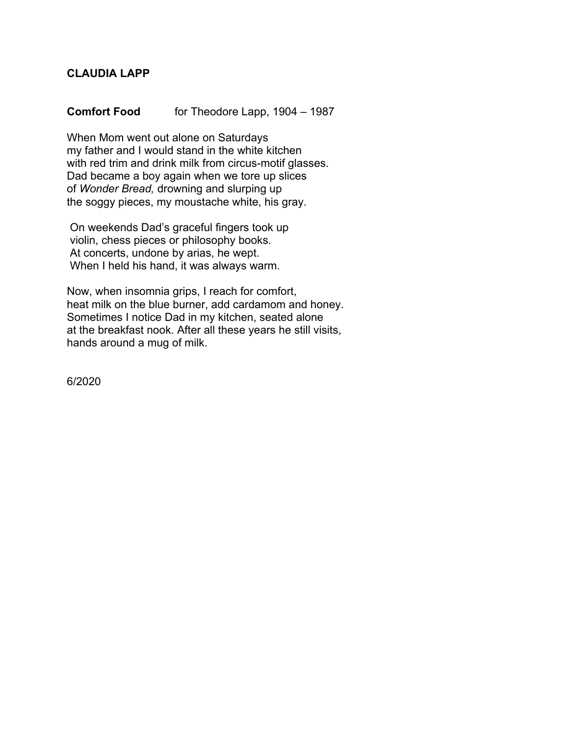**CLAUDIA LAPP**

**Comfort Food** for Theodore Lapp, 1904 – 1987

When Mom went out alone on Saturdays
my father and I would stand in the white kitchen
with red trim and drink milk from circus-motif glasses.
Dad became a boy again when we tore up slices
of *Wonder Bread,* drowning and slurping up
the soggy pieces, my moustache white, his gray.

On weekends Dad's graceful fingers took up
violin, chess pieces or philosophy books.
At concerts, undone by arias, he wept.
When I held his hand, it was always warm.

Now, when insomnia grips, I reach for comfort,
heat milk on the blue burner, add cardamom and honey.
Sometimes I notice Dad in my kitchen, seated alone
at the breakfast nook. After all these years he still visits,
hands around a mug of milk.

6/2020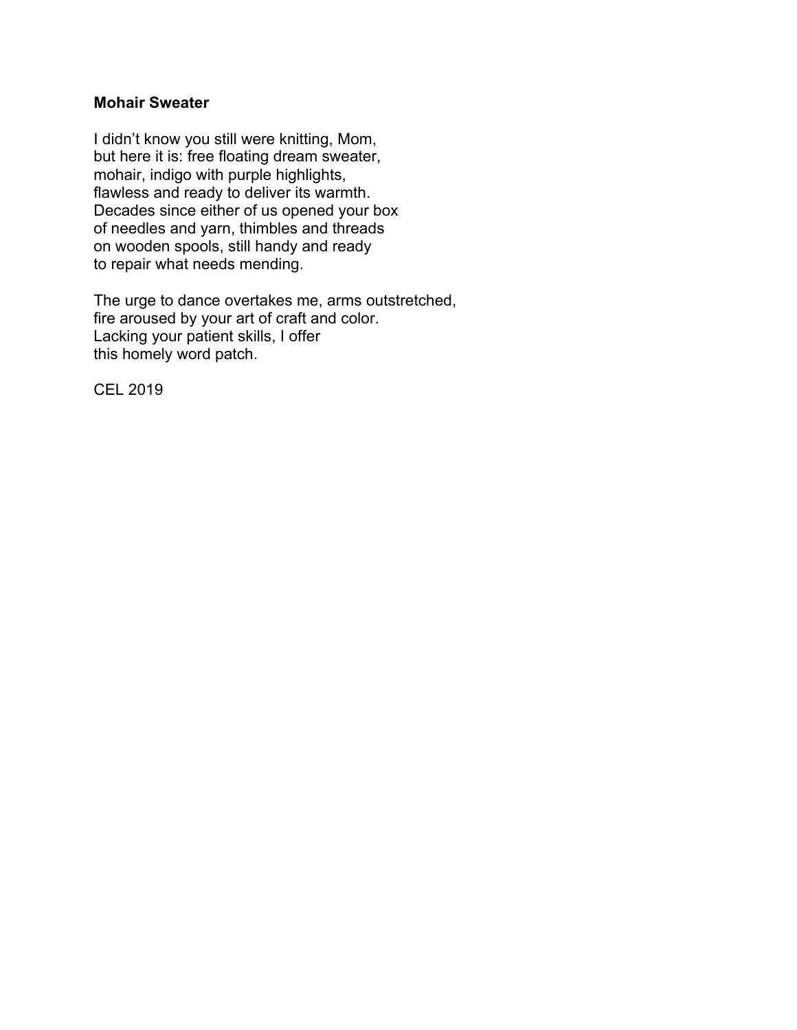**Mohair Sweater**

I didn't know you still were knitting, Mom,  
but here it is: free floating dream sweater,  
mohair, indigo with purple highlights,  
flawless and ready to deliver its warmth.  
Decades since either of us opened your box  
of needles and yarn, thimbles and threads  
on wooden spools, still handy and ready  
to repair what needs mending.

The urge to dance overtakes me, arms outstretched,  
fire aroused by your art of craft and color.  
Lacking your patient skills, I offer  
this homely word patch.

CEL 2019